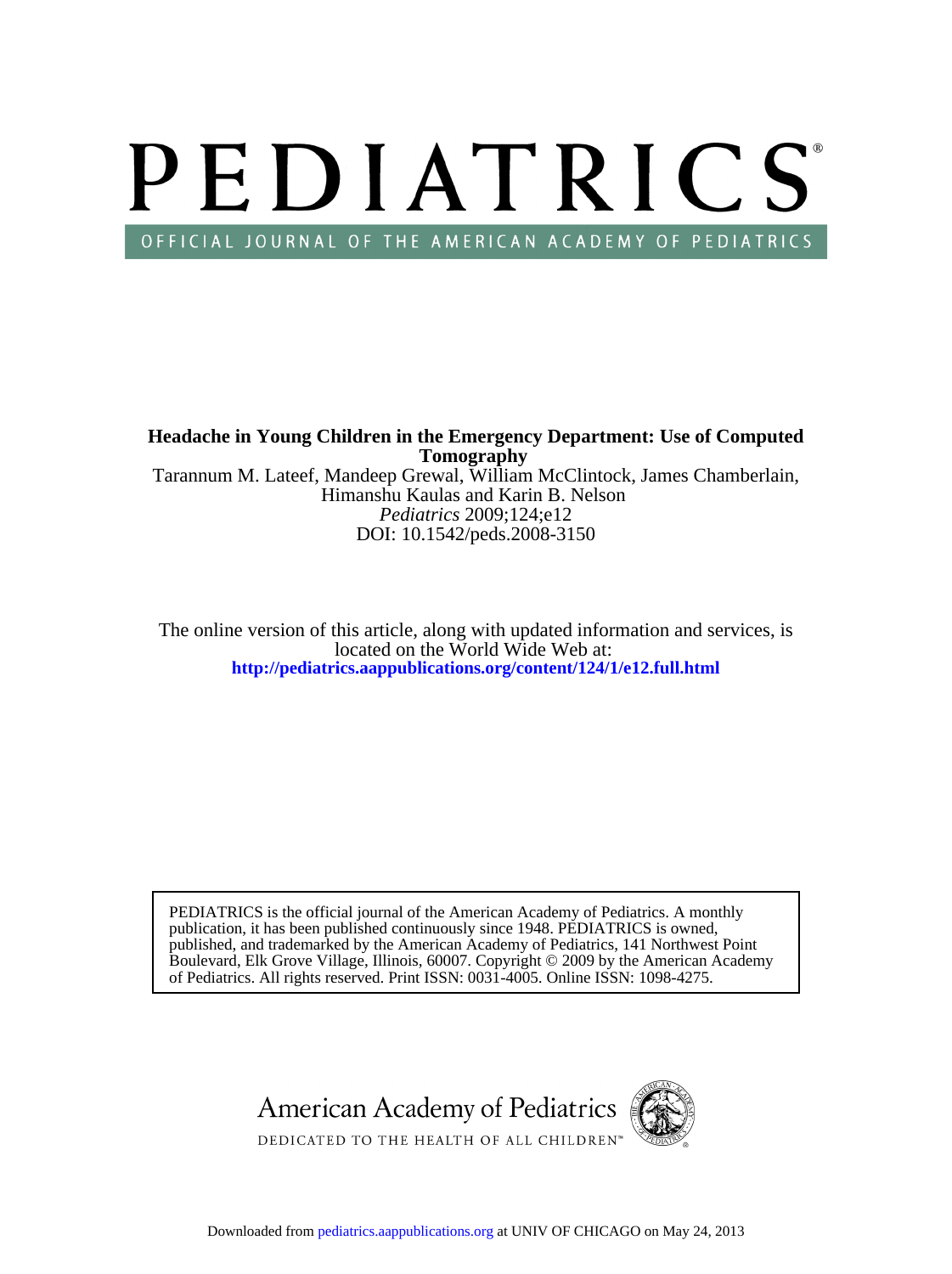# PEDIATRICS

OFFICIAL JOURNAL OF THE AMERICAN ACADEMY OF PEDIATRICS

**Headache in Young Children in the Emergency Department: Use of Computed Tomography**

Tarannum M. Lateef, Mandeep Grewal, William McClintock, James Chamberlain, Himanshu Kaulas and Karin B. Nelson

*Pediatrics* 2009;124;e12

DOI: 10.1542/peds.2008-3150

The online version of this article, along with updated information and services, is located on the World Wide Web at:

**http://pediatrics.aappublications.org/content/124/1/e12.full.html**

PEDIATRICS is the official journal of the American Academy of Pediatrics. A monthly publication, it has been published continuously since 1948. PEDIATRICS is owned, published, and trademarked by the American Academy of Pediatrics, 141 Northwest Point Boulevard, Elk Grove Village, Illinois, 60007. Copyright © 2009 by the American Academy of Pediatrics. All rights reserved. Print ISSN: 0031-4005. Online ISSN: 1098-4275.

American Academy of Pediatrics

DEDICATED TO THE HEALTH OF ALL CHILDREN™

Downloaded from pediatrics.aappublications.org at UNIV OF CHICAGO on May 24, 2013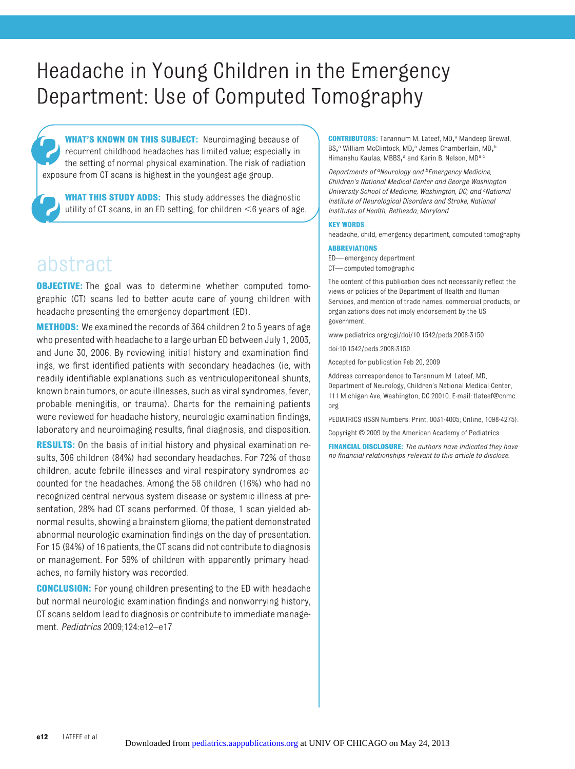# Headache in Young Children in the Emergency Department: Use of Computed Tomography

**WHAT'S KNOWN ON THIS SUBJECT:** Neuroimaging because of recurrent childhood headaches has limited value; especially in the setting of normal physical examination. The risk of radiation exposure from CT scans is highest in the youngest age group.

**WHAT THIS STUDY ADDS:** This study addresses the diagnostic utility of CT scans, in an ED setting, for children <6 years of age.

## abstract

**OBJECTIVE:** The goal was to determine whether computed tomographic (CT) scans led to better acute care of young children with headache presenting the emergency department (ED).

**METHODS:** We examined the records of 364 children 2 to 5 years of age who presented with headache to a large urban ED between July 1, 2003, and June 30, 2006. By reviewing initial history and examination findings, we first identified patients with secondary headaches (ie, with readily identifiable explanations such as ventriculoperitoneal shunts, known brain tumors, or acute illnesses, such as viral syndromes, fever, probable meningitis, or trauma). Charts for the remaining patients were reviewed for headache history, neurologic examination findings, laboratory and neuroimaging results, final diagnosis, and disposition.

**RESULTS:** On the basis of initial history and physical examination results, 306 children (84%) had secondary headaches. For 72% of those children, acute febrile illnesses and viral respiratory syndromes accounted for the headaches. Among the 58 children (16%) who had no recognized central nervous system disease or systemic illness at presentation, 28% had CT scans performed. Of those, 1 scan yielded abnormal results, showing a brainstem glioma; the patient demonstrated abnormal neurologic examination findings on the day of presentation. For 15 (94%) of 16 patients, the CT scans did not contribute to diagnosis or management. For 59% of children with apparently primary headaches, no family history was recorded.

**CONCLUSION:** For young children presenting to the ED with headache but normal neurologic examination findings and nonworrying history, CT scans seldom lead to diagnosis or contribute to immediate management. *Pediatrics* 2009;124:e12–e17

**CONTRIBUTORS:** Tarannum M. Lateef, MD,[a] Mandeep Grewal, BS,[a] William McClintock, MD,[a] James Chamberlain, MD,[b] Himanshu Kaulas, MBBS,[a] and Karin B. Nelson, MD[a,c]

*Departments of [a]Neurology and [b]Emergency Medicine, Children's National Medical Center and George Washington University School of Medicine, Washington, DC; and [c]National Institute of Neurological Disorders and Stroke, National Institutes of Health, Bethesda, Maryland*

**KEY WORDS**

headache, child, emergency department, computed tomography

**ABBREVIATIONS**

ED—emergency department

CT—computed tomographic

The content of this publication does not necessarily reflect the views or policies of the Department of Health and Human Services, and mention of trade names, commercial products, or organizations does not imply endorsement by the US government.

www.pediatrics.org/cgi/doi/10.1542/peds.2008-3150

doi:10.1542/peds.2008-3150

Accepted for publication Feb 20, 2009

Address correspondence to Tarannum M. Lateef, MD, Department of Neurology, Children's National Medical Center, 111 Michigan Ave, Washington, DC 20010. E-mail: tlateef@cnmc.org

PEDIATRICS (ISSN Numbers: Print, 0031-4005; Online, 1098-4275).

Copyright © 2009 by the American Academy of Pediatrics

**FINANCIAL DISCLOSURE:** *The authors have indicated they have no financial relationships relevant to this article to disclose.*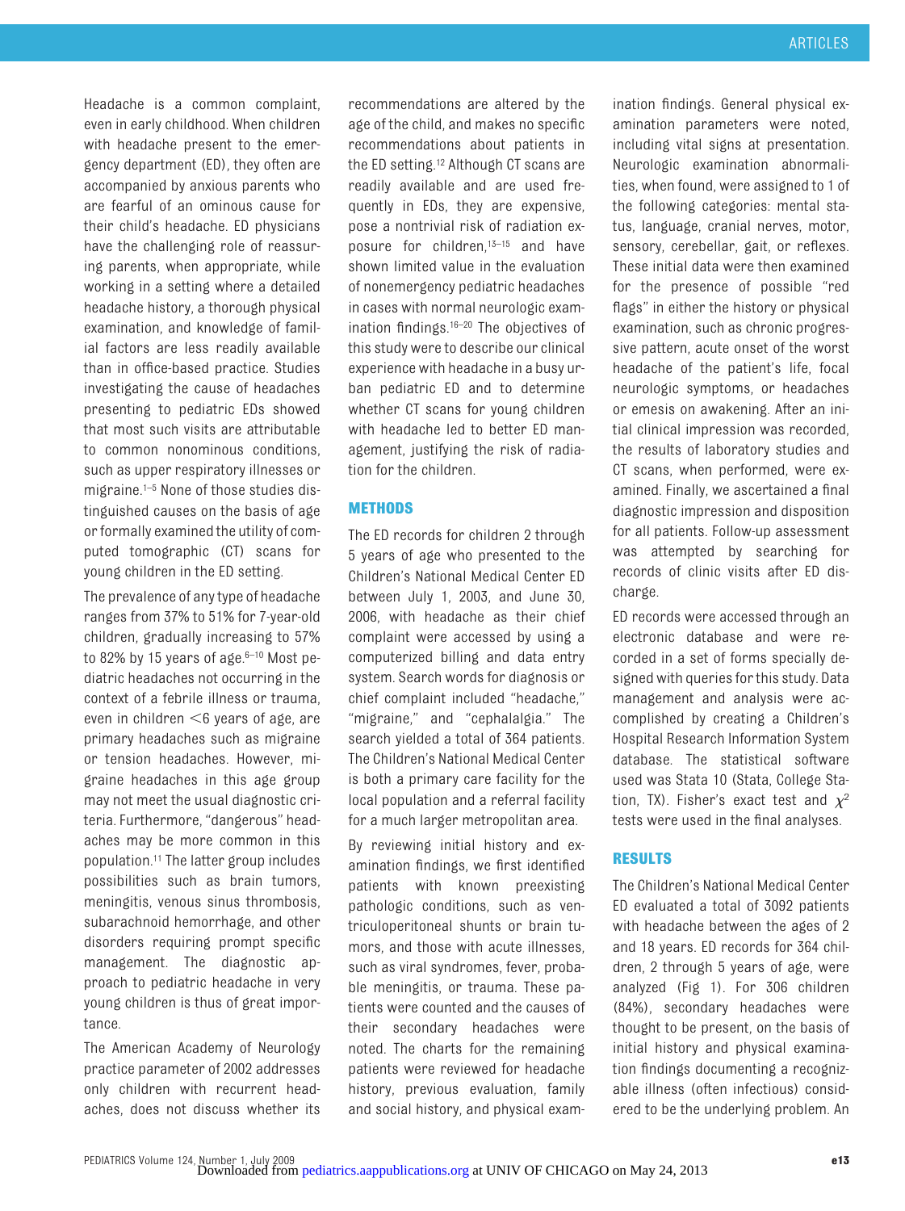Headache is a common complaint, even in early childhood. When children with headache present to the emergency department (ED), they often are accompanied by anxious parents who are fearful of an ominous cause for their child's headache. ED physicians have the challenging role of reassuring parents, when appropriate, while working in a setting where a detailed headache history, a thorough physical examination, and knowledge of familial factors are less readily available than in office-based practice. Studies investigating the cause of headaches presenting to pediatric EDs showed that most such visits are attributable to common nonominous conditions, such as upper respiratory illnesses or migraine.[1–5] None of those studies distinguished causes on the basis of age or formally examined the utility of computed tomographic (CT) scans for young children in the ED setting.

The prevalence of any type of headache ranges from 37% to 51% for 7-year-old children, gradually increasing to 57% to 82% by 15 years of age.[6–10] Most pediatric headaches not occurring in the context of a febrile illness or trauma, even in children <6 years of age, are primary headaches such as migraine or tension headaches. However, migraine headaches in this age group may not meet the usual diagnostic criteria. Furthermore, "dangerous" headaches may be more common in this population.[11] The latter group includes possibilities such as brain tumors, meningitis, venous sinus thrombosis, subarachnoid hemorrhage, and other disorders requiring prompt specific management. The diagnostic approach to pediatric headache in very young children is thus of great importance.

The American Academy of Neurology practice parameter of 2002 addresses only children with recurrent headaches, does not discuss whether its recommendations are altered by the age of the child, and makes no specific recommendations about patients in the ED setting.[12] Although CT scans are readily available and are used frequently in EDs, they are expensive, pose a nontrivial risk of radiation exposure for children,[13–15] and have shown limited value in the evaluation of nonemergency pediatric headaches in cases with normal neurologic examination findings.[16–20] The objectives of this study were to describe our clinical experience with headache in a busy urban pediatric ED and to determine whether CT scans for young children with headache led to better ED management, justifying the risk of radiation for the children.

## METHODS

The ED records for children 2 through 5 years of age who presented to the Children's National Medical Center ED between July 1, 2003, and June 30, 2006, with headache as their chief complaint were accessed by using a computerized billing and data entry system. Search words for diagnosis or chief complaint included "headache," "migraine," and "cephalalgia." The search yielded a total of 364 patients. The Children's National Medical Center is both a primary care facility for the local population and a referral facility for a much larger metropolitan area.

By reviewing initial history and examination findings, we first identified patients with known preexisting pathologic conditions, such as ventriculoperitoneal shunts or brain tumors, and those with acute illnesses, such as viral syndromes, fever, probable meningitis, or trauma. These patients were counted and the causes of their secondary headaches were noted. The charts for the remaining patients were reviewed for headache history, previous evaluation, family and social history, and physical examination findings. General physical examination parameters were noted, including vital signs at presentation. Neurologic examination abnormalities, when found, were assigned to 1 of the following categories: mental status, language, cranial nerves, motor, sensory, cerebellar, gait, or reflexes. These initial data were then examined for the presence of possible "red flags" in either the history or physical examination, such as chronic progressive pattern, acute onset of the worst headache of the patient's life, focal neurologic symptoms, or headaches or emesis on awakening. After an initial clinical impression was recorded, the results of laboratory studies and CT scans, when performed, were examined. Finally, we ascertained a final diagnostic impression and disposition for all patients. Follow-up assessment was attempted by searching for records of clinic visits after ED discharge.

ED records were accessed through an electronic database and were recorded in a set of forms specially designed with queries for this study. Data management and analysis were accomplished by creating a Children's Hospital Research Information System database. The statistical software used was Stata 10 (Stata, College Station, TX). Fisher's exact test and $\chi^2$ tests were used in the final analyses.

## RESULTS

The Children's National Medical Center ED evaluated a total of 3092 patients with headache between the ages of 2 and 18 years. ED records for 364 children, 2 through 5 years of age, were analyzed (Fig 1). For 306 children (84%), secondary headaches were thought to be present, on the basis of initial history and physical examination findings documenting a recognizable illness (often infectious) considered to be the underlying problem. An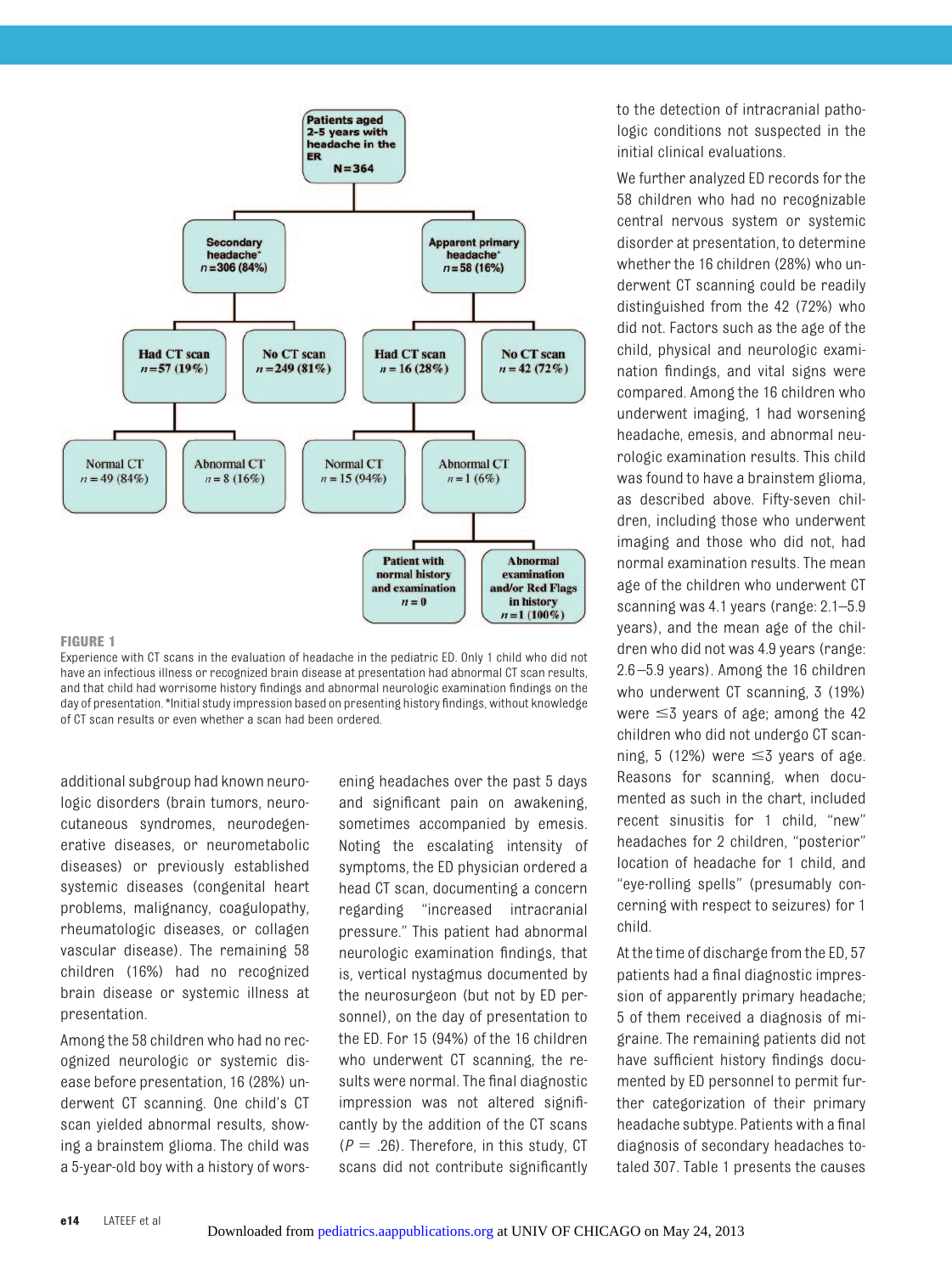Patients aged 2-5 years with headache in the ER N=364

- Secondary headache* n=306 (84%)
  - Had CT scan n=57 (19%)
    - Normal CT n=49 (84%)
    - Abnormal CT n=8 (16%)
  - No CT scan n=249 (81%)
- Apparent primary headache* n=58 (16%)
  - Had CT scan n=16 (28%)
    - Normal CT n=15 (94%)
    - Abnormal CT n=1 (6%)
      - Patient with normal history and examination n=0
      - Abnormal examination and/or Red Flags in history n=1 (100%)
  - No CT scan n=42 (72%)

**FIGURE 1**

Experience with CT scans in the evaluation of headache in the pediatric ED. Only 1 child who did not have an infectious illness or recognized brain disease at presentation had abnormal CT scan results, and that child had worrisome history findings and abnormal neurologic examination findings on the day of presentation. *Initial study impression based on presenting history findings, without knowledge of CT scan results or even whether a scan had been ordered.

additional subgroup had known neurologic disorders (brain tumors, neurocutaneous syndromes, neurodegenerative diseases, or neurometabolic diseases) or previously established systemic diseases (congenital heart problems, malignancy, coagulopathy, rheumatologic diseases, or collagen vascular disease). The remaining 58 children (16%) had no recognized brain disease or systemic illness at presentation.

Among the 58 children who had no recognized neurologic or systemic disease before presentation, 16 (28%) underwent CT scanning. One child's CT scan yielded abnormal results, showing a brainstem glioma. The child was a 5-year-old boy with a history of worsening headaches over the past 5 days and significant pain on awakening, sometimes accompanied by emesis. Noting the escalating intensity of symptoms, the ED physician ordered a head CT scan, documenting a concern regarding "increased intracranial pressure." This patient had abnormal neurologic examination findings, that is, vertical nystagmus documented by the neurosurgeon (but not by ED personnel), on the day of presentation to the ED. For 15 (94%) of the 16 children who underwent CT scanning, the results were normal. The final diagnostic impression was not altered significantly by the addition of the CT scans ($P = .26$). Therefore, in this study, CT scans did not contribute significantly to the detection of intracranial pathologic conditions not suspected in the initial clinical evaluations.

We further analyzed ED records for the 58 children who had no recognizable central nervous system or systemic disorder at presentation, to determine whether the 16 children (28%) who underwent CT scanning could be readily distinguished from the 42 (72%) who did not. Factors such as the age of the child, physical and neurologic examination findings, and vital signs were compared. Among the 16 children who underwent imaging, 1 had worsening headache, emesis, and abnormal neurologic examination results. This child was found to have a brainstem glioma, as described above. Fifty-seven children, including those who underwent imaging and those who did not, had normal examination results. The mean age of the children who underwent CT scanning was 4.1 years (range: 2.1–5.9 years), and the mean age of the children who did not was 4.9 years (range: 2.6–5.9 years). Among the 16 children who underwent CT scanning, 3 (19%) were ≤3 years of age; among the 42 children who did not undergo CT scanning, 5 (12%) were ≤3 years of age. Reasons for scanning, when documented as such in the chart, included recent sinusitis for 1 child, "new" headaches for 2 children, "posterior" location of headache for 1 child, and "eye-rolling spells" (presumably concerning with respect to seizures) for 1 child.

At the time of discharge from the ED, 57 patients had a final diagnostic impression of apparently primary headache; 5 of them received a diagnosis of migraine. The remaining patients did not have sufficient history findings documented by ED personnel to permit further categorization of their primary headache subtype. Patients with a final diagnosis of secondary headaches totaled 307. Table 1 presents the causes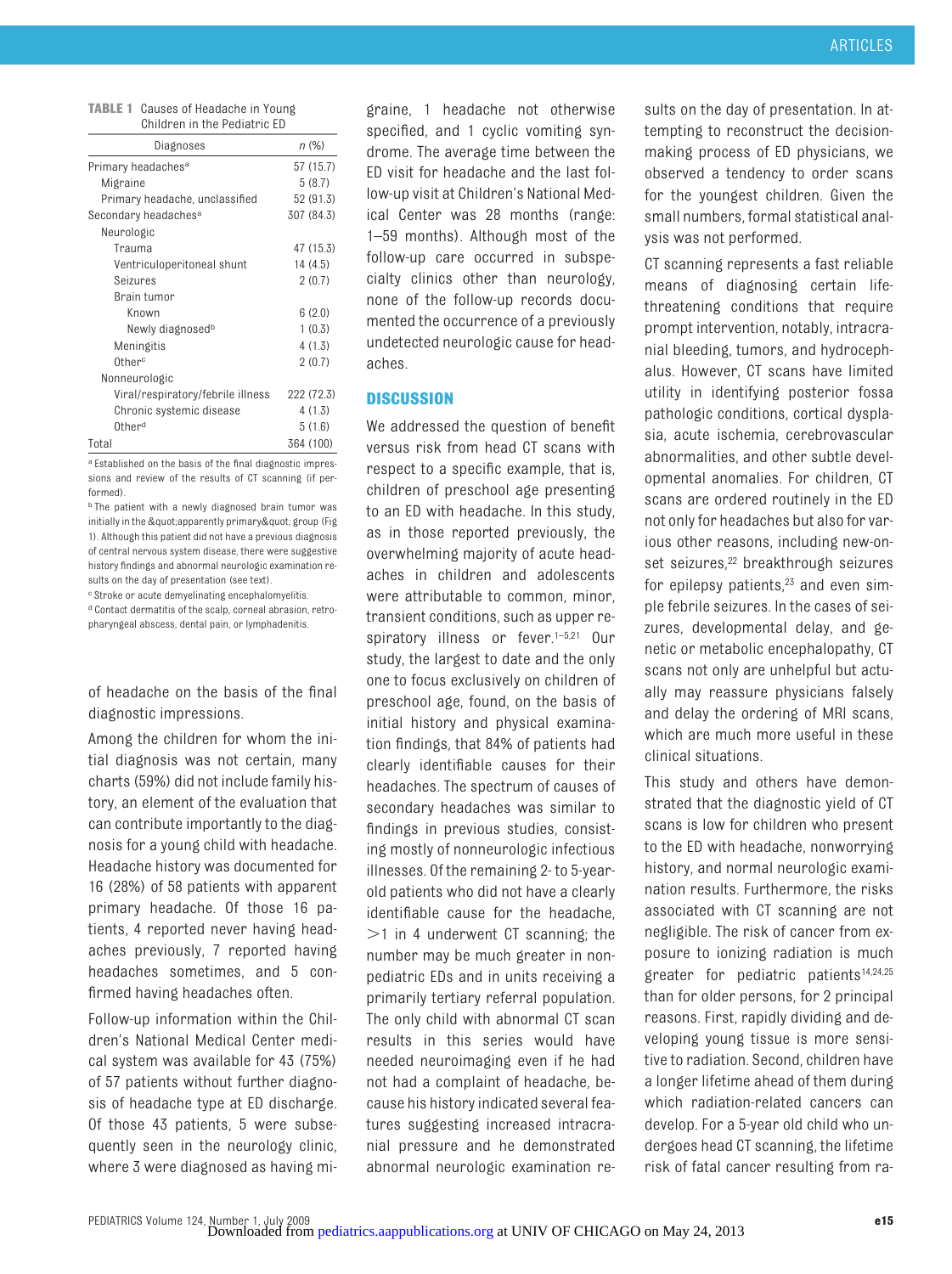**TABLE 1** Causes of Headache in Young Children in the Pediatric ED

| Diagnoses | n (%) |
|---|---|
| Primary headaches[a] | 57 (15.7) |
| Migraine | 5 (8.7) |
| Primary headache, unclassified | 52 (91.3) |
| Secondary headaches[a] | 307 (84.3) |
| Neurologic | |
| Trauma | 47 (15.3) |
| Ventriculoperitoneal shunt | 14 (4.5) |
| Seizures | 2 (0.7) |
| Brain tumor | |
| Known | 6 (2.0) |
| Newly diagnosed[b] | 1 (0.3) |
| Meningitis | 4 (1.3) |
| Other[c] | 2 (0.7) |
| Nonneurologic | |
| Viral/respiratory/febrile illness | 222 (72.3) |
| Chronic systemic disease | 4 (1.3) |
| Other[d] | 5 (1.6) |
| Total | 364 (100) |

[a] Established on the basis of the final diagnostic impressions and review of the results of CT scanning (if performed).

[b] The patient with a newly diagnosed brain tumor was initially in the &quot;apparently primary&quot; group (Fig 1). Although this patient did not have a previous diagnosis of central nervous system disease, there were suggestive history findings and abnormal neurologic examination results on the day of presentation (see text).

[c] Stroke or acute demyelinating encephalomyelitis.

[d] Contact dermatitis of the scalp, corneal abrasion, retropharyngeal abscess, dental pain, or lymphadenitis.

of headache on the basis of the final diagnostic impressions.

Among the children for whom the initial diagnosis was not certain, many charts (59%) did not include family history, an element of the evaluation that can contribute importantly to the diagnosis for a young child with headache. Headache history was documented for 16 (28%) of 58 patients with apparent primary headache. Of those 16 patients, 4 reported never having headaches previously, 7 reported having headaches sometimes, and 5 confirmed having headaches often.

Follow-up information within the Children's National Medical Center medical system was available for 43 (75%) of 57 patients without further diagnosis of headache type at ED discharge. Of those 43 patients, 5 were subsequently seen in the neurology clinic, where 3 were diagnosed as having migraine, 1 headache not otherwise specified, and 1 cyclic vomiting syndrome. The average time between the ED visit for headache and the last follow-up visit at Children's National Medical Center was 28 months (range: 1–59 months). Although most of the follow-up care occurred in subspecialty clinics other than neurology, none of the follow-up records documented the occurrence of a previously undetected neurologic cause for headaches.

## DISCUSSION

We addressed the question of benefit versus risk from head CT scans with respect to a specific example, that is, children of preschool age presenting to an ED with headache. In this study, as in those reported previously, the overwhelming majority of acute headaches in children and adolescents were attributable to common, minor, transient conditions, such as upper respiratory illness or fever.[1–5,21] Our study, the largest to date and the only one to focus exclusively on children of preschool age, found, on the basis of initial history and physical examination findings, that 84% of patients had clearly identifiable causes for their headaches. The spectrum of causes of secondary headaches was similar to findings in previous studies, consisting mostly of nonneurologic infectious illnesses. Of the remaining 2- to 5-year-old patients who did not have a clearly identifiable cause for the headache, >1 in 4 underwent CT scanning; the number may be much greater in nonpediatric EDs and in units receiving a primarily tertiary referral population. The only child with abnormal CT scan results in this series would have needed neuroimaging even if he had not had a complaint of headache, because his history indicated several features suggesting increased intracranial pressure and he demonstrated abnormal neurologic examination results on the day of presentation. In attempting to reconstruct the decision-making process of ED physicians, we observed a tendency to order scans for the youngest children. Given the small numbers, formal statistical analysis was not performed.

CT scanning represents a fast reliable means of diagnosing certain life-threatening conditions that require prompt intervention, notably, intracranial bleeding, tumors, and hydrocephalus. However, CT scans have limited utility in identifying posterior fossa pathologic conditions, cortical dysplasia, acute ischemia, cerebrovascular abnormalities, and other subtle developmental anomalies. For children, CT scans are ordered routinely in the ED not only for headaches but also for various other reasons, including new-onset seizures,[22] breakthrough seizures for epilepsy patients,[23] and even simple febrile seizures. In the cases of seizures, developmental delay, and genetic or metabolic encephalopathy, CT scans not only are unhelpful but actually may reassure physicians falsely and delay the ordering of MRI scans, which are much more useful in these clinical situations.

This study and others have demonstrated that the diagnostic yield of CT scans is low for children who present to the ED with headache, nonworrying history, and normal neurologic examination results. Furthermore, the risks associated with CT scanning are not negligible. The risk of cancer from exposure to ionizing radiation is much greater for pediatric patients[14,24,25] than for older persons, for 2 principal reasons. First, rapidly dividing and developing young tissue is more sensitive to radiation. Second, children have a longer lifetime ahead of them during which radiation-related cancers can develop. For a 5-year old child who undergoes head CT scanning, the lifetime risk of fatal cancer resulting from ra-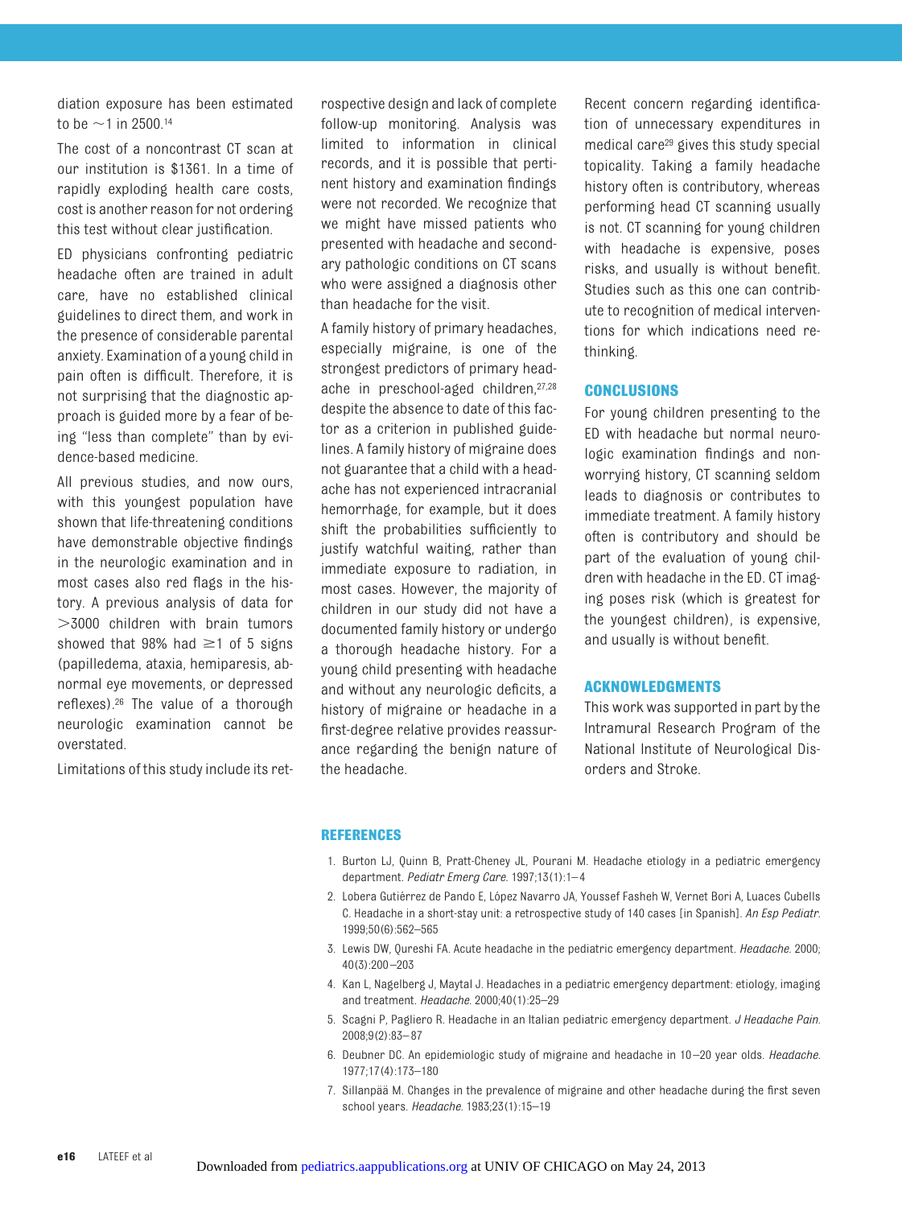diation exposure has been estimated to be ~1 in 2500.[14]

The cost of a noncontrast CT scan at our institution is $1361. In a time of rapidly exploding health care costs, cost is another reason for not ordering this test without clear justification.

ED physicians confronting pediatric headache often are trained in adult care, have no established clinical guidelines to direct them, and work in the presence of considerable parental anxiety. Examination of a young child in pain often is difficult. Therefore, it is not surprising that the diagnostic approach is guided more by a fear of being "less than complete" than by evidence-based medicine.

All previous studies, and now ours, with this youngest population have shown that life-threatening conditions have demonstrable objective findings in the neurologic examination and in most cases also red flags in the history. A previous analysis of data for >3000 children with brain tumors showed that 98% had ≥1 of 5 signs (papilledema, ataxia, hemiparesis, abnormal eye movements, or depressed reflexes).[26] The value of a thorough neurologic examination cannot be overstated.

Limitations of this study include its retrospective design and lack of complete follow-up monitoring. Analysis was limited to information in clinical records, and it is possible that pertinent history and examination findings were not recorded. We recognize that we might have missed patients who presented with headache and secondary pathologic conditions on CT scans who were assigned a diagnosis other than headache for the visit.

A family history of primary headaches, especially migraine, is one of the strongest predictors of primary headache in preschool-aged children,[27,28] despite the absence to date of this factor as a criterion in published guidelines. A family history of migraine does not guarantee that a child with a headache has not experienced intracranial hemorrhage, for example, but it does shift the probabilities sufficiently to justify watchful waiting, rather than immediate exposure to radiation, in most cases. However, the majority of children in our study did not have a documented family history or undergo a thorough headache history. For a young child presenting with headache and without any neurologic deficits, a history of migraine or headache in a first-degree relative provides reassurance regarding the benign nature of the headache.

Recent concern regarding identification of unnecessary expenditures in medical care[29] gives this study special topicality. Taking a family headache history often is contributory, whereas performing head CT scanning usually is not. CT scanning for young children with headache is expensive, poses risks, and usually is without benefit. Studies such as this one can contribute to recognition of medical interventions for which indications need rethinking.

## CONCLUSIONS

For young children presenting to the ED with headache but normal neurologic examination findings and nonworrying history, CT scanning seldom leads to diagnosis or contributes to immediate treatment. A family history often is contributory and should be part of the evaluation of young children with headache in the ED. CT imaging poses risk (which is greatest for the youngest children), is expensive, and usually is without benefit.

## ACKNOWLEDGMENTS

This work was supported in part by the Intramural Research Program of the National Institute of Neurological Disorders and Stroke.

## REFERENCES

1. Burton LJ, Quinn B, Pratt-Cheney JL, Pourani M. Headache etiology in a pediatric emergency department. *Pediatr Emerg Care*. 1997;13(1):1–4
2. Lobera Gutiérrez de Pando E, López Navarro JA, Youssef Fasheh W, Vernet Bori A, Luaces Cubells C. Headache in a short-stay unit: a retrospective study of 140 cases [in Spanish]. *An Esp Pediatr*. 1999;50(6):562–565
3. Lewis DW, Qureshi FA. Acute headache in the pediatric emergency department. *Headache*. 2000;40(3):200–203
4. Kan L, Nagelberg J, Maytal J. Headaches in a pediatric emergency department: etiology, imaging and treatment. *Headache*. 2000;40(1):25–29
5. Scagni P, Pagliero R. Headache in an Italian pediatric emergency department. *J Headache Pain*. 2008;9(2):83–87
6. Deubner DC. An epidemiologic study of migraine and headache in 10–20 year olds. *Headache*. 1977;17(4):173–180
7. Sillanpää M. Changes in the prevalence of migraine and other headache during the first seven school years. *Headache*. 1983;23(1):15–19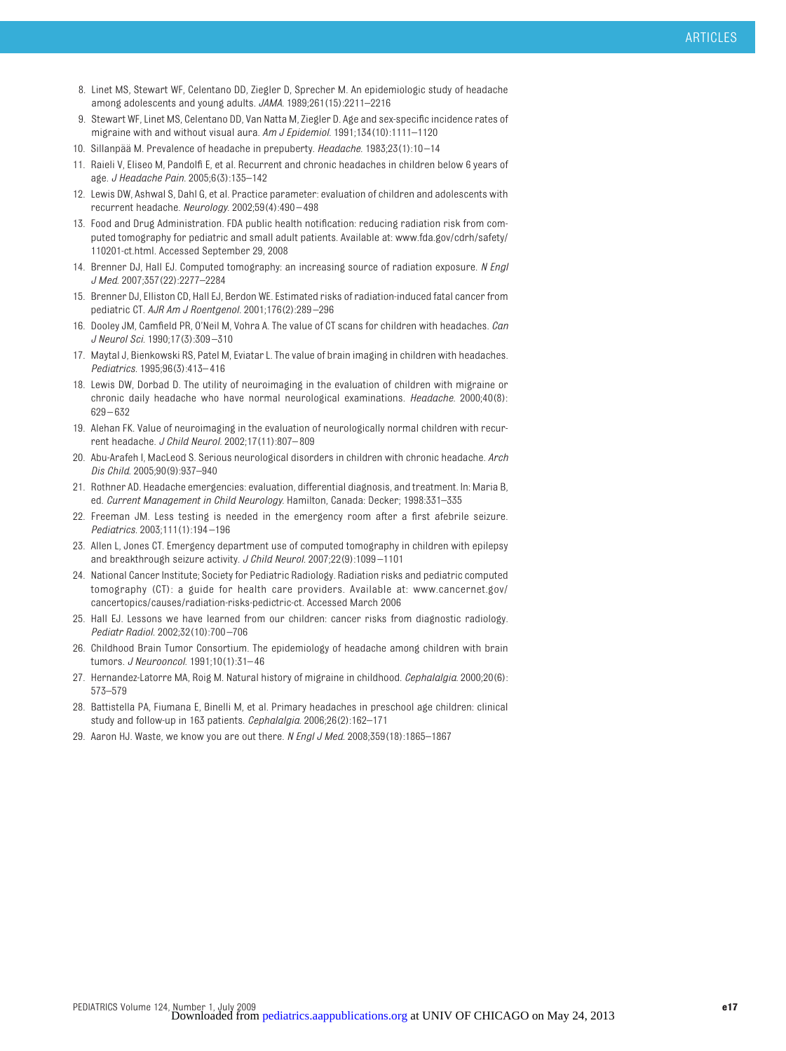8. Linet MS, Stewart WF, Celentano DD, Ziegler D, Sprecher M. An epidemiologic study of headache among adolescents and young adults. *JAMA*. 1989;261(15):2211–2216
9. Stewart WF, Linet MS, Celentano DD, Van Natta M, Ziegler D. Age and sex-specific incidence rates of migraine with and without visual aura. *Am J Epidemiol*. 1991;134(10):1111–1120
10. Sillanpää M. Prevalence of headache in prepuberty. *Headache*. 1983;23(1):10–14
11. Raieli V, Eliseo M, Pandolfi E, et al. Recurrent and chronic headaches in children below 6 years of age. *J Headache Pain*. 2005;6(3):135–142
12. Lewis DW, Ashwal S, Dahl G, et al. Practice parameter: evaluation of children and adolescents with recurrent headache. *Neurology*. 2002;59(4):490–498
13. Food and Drug Administration. FDA public health notification: reducing radiation risk from computed tomography for pediatric and small adult patients. Available at: www.fda.gov/cdrh/safety/110201-ct.html. Accessed September 29, 2008
14. Brenner DJ, Hall EJ. Computed tomography: an increasing source of radiation exposure. *N Engl J Med*. 2007;357(22):2277–2284
15. Brenner DJ, Elliston CD, Hall EJ, Berdon WE. Estimated risks of radiation-induced fatal cancer from pediatric CT. *AJR Am J Roentgenol*. 2001;176(2):289–296
16. Dooley JM, Camfield PR, O'Neil M, Vohra A. The value of CT scans for children with headaches. *Can J Neurol Sci*. 1990;17(3):309–310
17. Maytal J, Bienkowski RS, Patel M, Eviatar L. The value of brain imaging in children with headaches. *Pediatrics*. 1995;96(3):413–416
18. Lewis DW, Dorbad D. The utility of neuroimaging in the evaluation of children with migraine or chronic daily headache who have normal neurological examinations. *Headache*. 2000;40(8):629–632
19. Alehan FK. Value of neuroimaging in the evaluation of neurologically normal children with recurrent headache. *J Child Neurol*. 2002;17(11):807–809
20. Abu-Arafeh I, MacLeod S. Serious neurological disorders in children with chronic headache. *Arch Dis Child*. 2005;90(9):937–940
21. Rothner AD. Headache emergencies: evaluation, differential diagnosis, and treatment. In: Maria B, ed. *Current Management in Child Neurology*. Hamilton, Canada: Decker; 1998:331–335
22. Freeman JM. Less testing is needed in the emergency room after a first afebrile seizure. *Pediatrics*. 2003;111(1):194–196
23. Allen L, Jones CT. Emergency department use of computed tomography in children with epilepsy and breakthrough seizure activity. *J Child Neurol*. 2007;22(9):1099–1101
24. National Cancer Institute; Society for Pediatric Radiology. Radiation risks and pediatric computed tomography (CT): a guide for health care providers. Available at: www.cancernet.gov/cancertopics/causes/radiation-risks-pedictric-ct. Accessed March 2006
25. Hall EJ. Lessons we have learned from our children: cancer risks from diagnostic radiology. *Pediatr Radiol*. 2002;32(10):700–706
26. Childhood Brain Tumor Consortium. The epidemiology of headache among children with brain tumors. *J Neurooncol*. 1991;10(1):31–46
27. Hernandez-Latorre MA, Roig M. Natural history of migraine in childhood. *Cephalalgia*. 2000;20(6):573–579
28. Battistella PA, Fiumana E, Binelli M, et al. Primary headaches in preschool age children: clinical study and follow-up in 163 patients. *Cephalalgia*. 2006;26(2):162–171
29. Aaron HJ. Waste, we know you are out there. *N Engl J Med*. 2008;359(18):1865–1867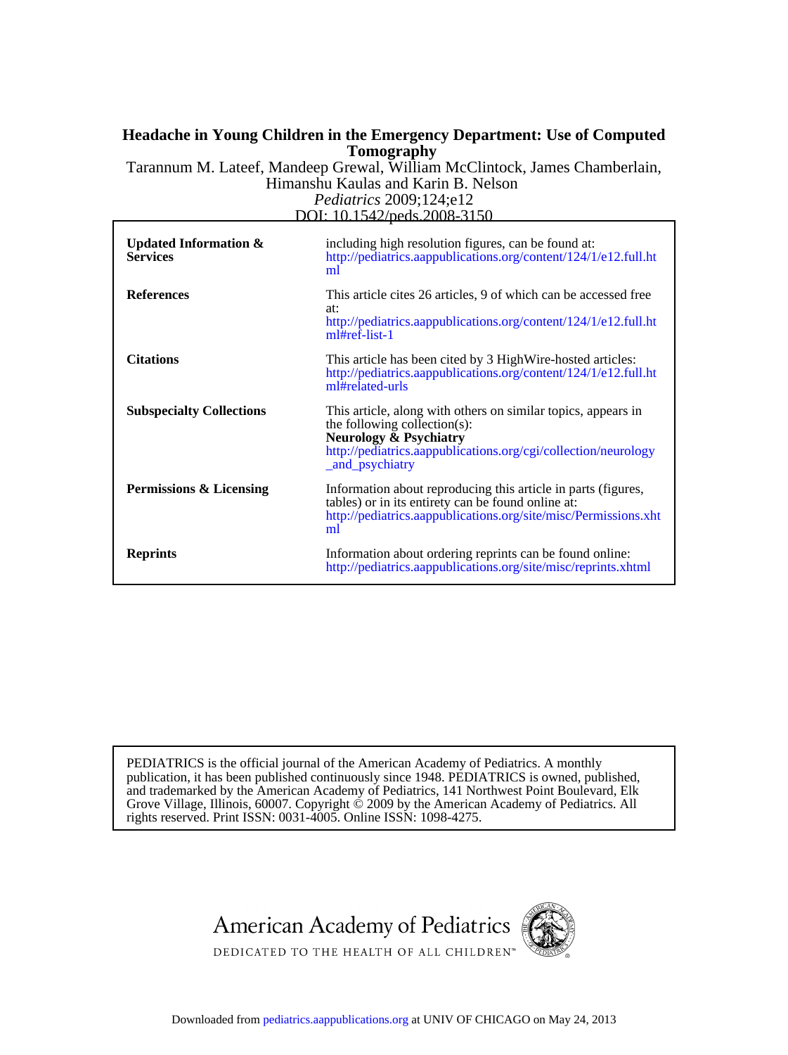**Headache in Young Children in the Emergency Department: Use of Computed Tomography**

Tarannum M. Lateef, Mandeep Grewal, William McClintock, James Chamberlain, Himanshu Kaulas and Karin B. Nelson

*Pediatrics* 2009;124;e12

DOI: 10.1542/peds.2008-3150

| | |
|---|---|
| **Updated Information & Services** | including high resolution figures, can be found at: http://pediatrics.aappublications.org/content/124/1/e12.full.html |
| **References** | This article cites 26 articles, 9 of which can be accessed free at: http://pediatrics.aappublications.org/content/124/1/e12.full.html#ref-list-1 |
| **Citations** | This article has been cited by 3 HighWire-hosted articles: http://pediatrics.aappublications.org/content/124/1/e12.full.html#related-urls |
| **Subspecialty Collections** | This article, along with others on similar topics, appears in the following collection(s): **Neurology & Psychiatry** http://pediatrics.aappublications.org/cgi/collection/neurology_and_psychiatry |
| **Permissions & Licensing** | Information about reproducing this article in parts (figures, tables) or in its entirety can be found online at: http://pediatrics.aappublications.org/site/misc/Permissions.xhtml |
| **Reprints** | Information about ordering reprints can be found online: http://pediatrics.aappublications.org/site/misc/reprints.xhtml |

PEDIATRICS is the official journal of the American Academy of Pediatrics. A monthly publication, it has been published continuously since 1948. PEDIATRICS is owned, published, and trademarked by the American Academy of Pediatrics, 141 Northwest Point Boulevard, Elk Grove Village, Illinois, 60007. Copyright © 2009 by the American Academy of Pediatrics. All rights reserved. Print ISSN: 0031-4005. Online ISSN: 1098-4275.

American Academy of Pediatrics

DEDICATED TO THE HEALTH OF ALL CHILDREN™

Downloaded from pediatrics.aappublications.org at UNIV OF CHICAGO on May 24, 2013